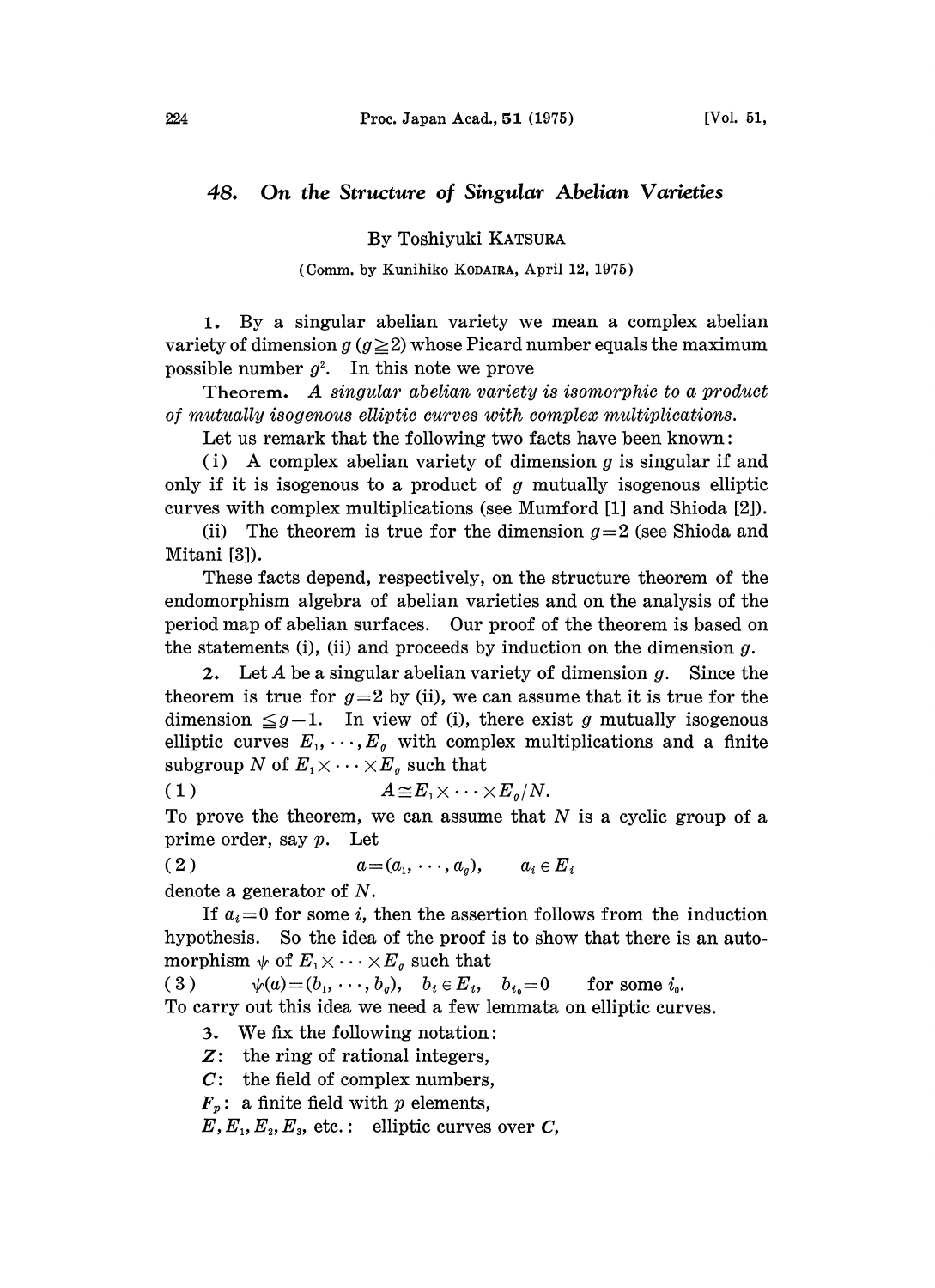# 48. On the Structure of Singular Abelian Varieties

By Toshiyuki KATSURA

(Comm. by Kunihiko KODAIRA, April 12, 1975)

**1.** By a singular abelian variety we mean a complex abelian variety of dimension $g$ ($g \geqq 2$) whose Picard number equals the maximum possible number $g^2$. In this note we prove

**Theorem.** *A singular abelian variety is isomorphic to a product of mutually isogenous elliptic curves with complex multiplications.*

Let us remark that the following two facts have been known:

(i) A complex abelian variety of dimension $g$ is singular if and only if it is isogenous to a product of $g$ mutually isogenous elliptic curves with complex multiplications (see Mumford [1] and Shioda [2]).

(ii) The theorem is true for the dimension $g=2$ (see Shioda and Mitani [3]).

These facts depend, respectively, on the structure theorem of the endomorphism algebra of abelian varieties and on the analysis of the period map of abelian surfaces. Our proof of the theorem is based on the statements (i), (ii) and proceeds by induction on the dimension $g$.

**2.** Let $A$ be a singular abelian variety of dimension $g$. Since the theorem is true for $g=2$ by (ii), we can assume that it is true for the dimension $\leqq g-1$. In view of (i), there exist $g$ mutually isogenous elliptic curves $E_1, \cdots, E_g$ with complex multiplications and a finite subgroup $N$ of $E_1 \times \cdots \times E_g$ such that

$$(1) \qquad A \cong E_1 \times \cdots \times E_g / N.$$

To prove the theorem, we can assume that $N$ is a cyclic group of a prime order, say $p$. Let

$$(2) \qquad a=(a_1, \cdots, a_g), \qquad a_i \in E_i$$

denote a generator of $N$.

If $a_i=0$ for some $i$, then the assertion follows from the induction hypothesis. So the idea of the proof is to show that there is an automorphism $\psi$ of $E_1 \times \cdots \times E_g$ such that

$$(3) \qquad \psi(a)=(b_1, \cdots, b_g), \quad b_i \in E_i, \quad b_{i_0}=0 \qquad \text{for some } i_0.$$

To carry out this idea we need a few lemmata on elliptic curves.

**3.** We fix the following notation:

$\boldsymbol{Z}$: the ring of rational integers,

$\boldsymbol{C}$: the field of complex numbers,

$\boldsymbol{F}_p$: a finite field with $p$ elements,

$E, E_1, E_2, E_3$, etc.: elliptic curves over $\boldsymbol{C}$,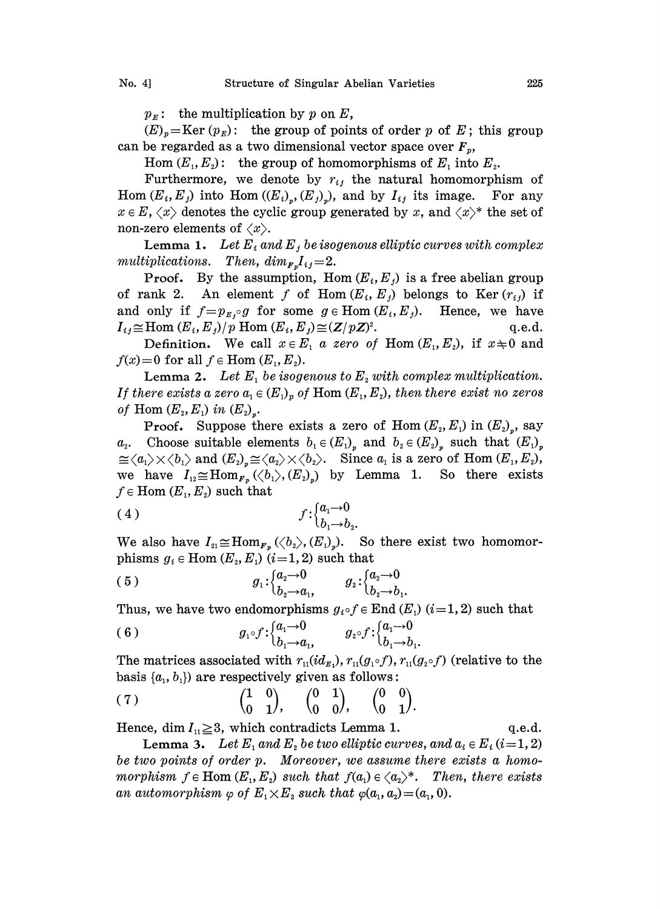$p_E$: the multiplication by $p$ on $E$,

$(E)_p = \mathrm{Ker}\,(p_E)$: the group of points of order $p$ of $E$; this group can be regarded as a two dimensional vector space over $\boldsymbol{F}_p$,

$\mathrm{Hom}\,(E_1, E_2)$: the group of homomorphisms of $E_1$ into $E_2$.

Furthermore, we denote by $r_{ij}$ the natural homomorphism of $\mathrm{Hom}\,(E_i, E_j)$ into $\mathrm{Hom}\,((E_i)_p, (E_j)_p)$, and by $I_{ij}$ its image. For any $x \in E$, $\langle x \rangle$ denotes the cyclic group generated by $x$, and $\langle x \rangle^*$ the set of non-zero elements of $\langle x \rangle$.

**Lemma 1.** *Let $E_i$ and $E_j$ be isogenous elliptic curves with complex multiplications. Then, $\dim_{F_p} I_{ij} = 2$.*

**Proof.** By the assumption, $\mathrm{Hom}\,(E_i, E_j)$ is a free abelian group of rank 2. An element $f$ of $\mathrm{Hom}\,(E_i, E_j)$ belongs to $\mathrm{Ker}\,(r_{ij})$ if and only if $f = p_{E_j} \circ g$ for some $g \in \mathrm{Hom}\,(E_i, E_j)$. Hence, we have $I_{ij} \cong \mathrm{Hom}\,(E_i, E_j)/p\,\mathrm{Hom}\,(E_i, E_j) \cong (\boldsymbol{Z}/p\boldsymbol{Z})^2$. q.e.d.

**Definition.** We call $x \in E_1$ *a zero of* $\mathrm{Hom}\,(E_1, E_2)$, if $x \neq 0$ and $f(x) = 0$ for all $f \in \mathrm{Hom}\,(E_1, E_2)$.

**Lemma 2.** *Let $E_1$ be isogenous to $E_2$ with complex multiplication. If there exists a zero $a_1 \in (E_1)_p$ of $\mathrm{Hom}\,(E_1, E_2)$, then there exist no zeros of $\mathrm{Hom}\,(E_2, E_1)$ in $(E_2)_p$.*

**Proof.** Suppose there exists a zero of $\mathrm{Hom}\,(E_2, E_1)$ in $(E_2)_p$, say $a_2$. Choose suitable elements $b_1 \in (E_1)_p$ and $b_2 \in (E_2)_p$ such that $(E_1)_p \cong \langle a_1 \rangle \times \langle b_1 \rangle$ and $(E_2)_p \cong \langle a_2 \rangle \times \langle b_2 \rangle$. Since $a_1$ is a zero of $\mathrm{Hom}\,(E_1, E_2)$, we have $I_{12} \cong \mathrm{Hom}_{F_p}(\langle b_1 \rangle, (E_2)_p)$ by Lemma 1. So there exists $f \in \mathrm{Hom}\,(E_1, E_2)$ such that

$$f : \begin{cases} a_1 \to 0 \\ b_1 \to b_2. \end{cases} \tag{4}$$

We also have $I_{21} \cong \mathrm{Hom}_{F_p}(\langle b_2 \rangle, (E_1)_p)$. So there exist two homomorphisms $g_i \in \mathrm{Hom}\,(E_2, E_1)$ $(i=1,2)$ such that

$$g_1 : \begin{cases} a_2 \to 0 \\ b_2 \to a_1, \end{cases} \qquad g_2 : \begin{cases} a_2 \to 0 \\ b_2 \to b_1. \end{cases} \tag{5}$$

Thus, we have two endomorphisms $g_i \circ f \in \mathrm{End}\,(E_1)$ $(i=1,2)$ such that

$$g_1 \circ f : \begin{cases} a_1 \to 0 \\ b_1 \to a_1, \end{cases} \qquad g_2 \circ f : \begin{cases} a_1 \to 0 \\ b_1 \to b_1. \end{cases} \tag{6}$$

The matrices associated with $r_{11}(id_{E_1})$, $r_{11}(g_1 \circ f)$, $r_{11}(g_2 \circ f)$ (relative to the basis $\{a_1, b_1\}$) are respectively given as follows:

$$\begin{pmatrix} 1 & 0 \\ 0 & 1 \end{pmatrix}, \quad \begin{pmatrix} 0 & 1 \\ 0 & 0 \end{pmatrix}, \quad \begin{pmatrix} 0 & 0 \\ 0 & 1 \end{pmatrix}. \tag{7}$$

Hence, $\dim I_{11} \geqq 3$, which contradicts Lemma 1. q.e.d.

**Lemma 3.** *Let $E_1$ and $E_2$ be two elliptic curves, and $a_i \in E_i$ $(i=1,2)$ be two points of order $p$. Moreover, we assume there exists a homomorphism $f \in \mathrm{Hom}\,(E_1, E_2)$ such that $f(a_1) \in \langle a_2 \rangle^*$. Then, there exists an automorphism $\varphi$ of $E_1 \times E_2$ such that $\varphi(a_1, a_2) = (a_1, 0)$.*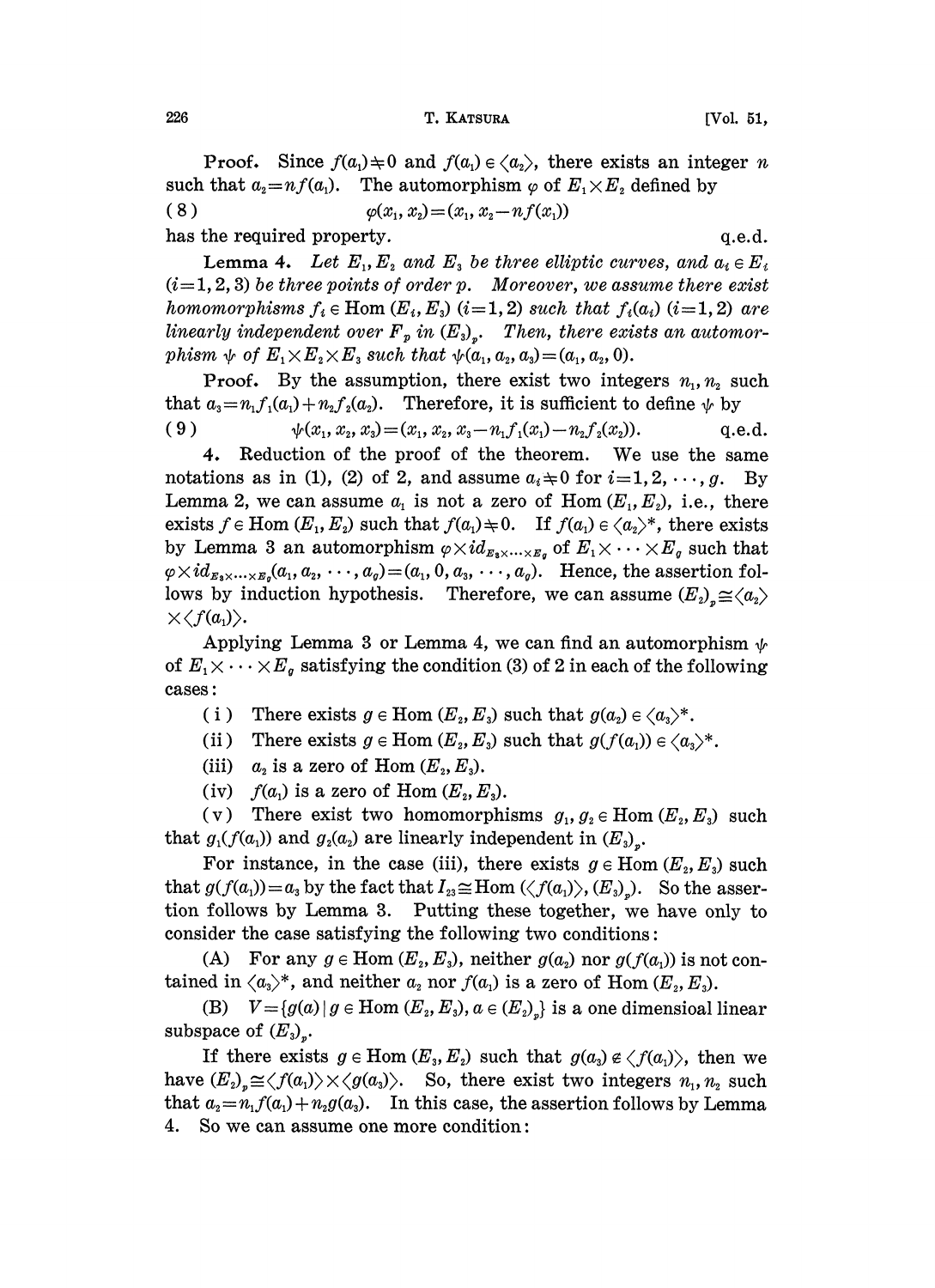**Proof.** Since $f(a_1) \neq 0$ and $f(a_1) \in \langle a_2 \rangle$, there exists an integer $n$ such that $a_2 = nf(a_1)$. The automorphism $\varphi$ of $E_1 \times E_2$ defined by

$$(8) \qquad \varphi(x_1, x_2) = (x_1, x_2 - nf(x_1))$$

has the required property. q.e.d.

**Lemma 4.** *Let $E_1, E_2$ and $E_3$ be three elliptic curves, and $a_i \in E_i$ $(i=1, 2, 3)$ be three points of order $p$. Moreover, we assume there exist homomorphisms $f_i \in \mathrm{Hom}(E_i, E_3)$ $(i=1, 2)$ such that $f_i(a_i)$ $(i=1, 2)$ are linearly independent over $F_p$ in $(E_3)_p$. Then, there exists an automorphism $\psi$ of $E_1 \times E_2 \times E_3$ such that $\psi(a_1, a_2, a_3) = (a_1, a_2, 0)$.*

**Proof.** By the assumption, there exist two integers $n_1, n_2$ such that $a_3 = n_1 f_1(a_1) + n_2 f_2(a_2)$. Therefore, it is sufficient to define $\psi$ by

$$(9) \qquad \psi(x_1, x_2, x_3) = (x_1, x_2, x_3 - n_1 f_1(x_1) - n_2 f_2(x_2)). \qquad \text{q.e.d.}$$

**4. Reduction of the proof of the theorem.** We use the same notations as in (1), (2) of 2, and assume $a_i \neq 0$ for $i = 1, 2, \cdots, g$. By Lemma 2, we can assume $a_1$ is not a zero of $\mathrm{Hom}(E_1, E_2)$, i.e., there exists $f \in \mathrm{Hom}(E_1, E_2)$ such that $f(a_1) \neq 0$. If $f(a_1) \in \langle a_2 \rangle^*$, there exists by Lemma 3 an automorphism $\varphi \times id_{E_3 \times \cdots \times E_g}$ of $E_1 \times \cdots \times E_g$ such that $\varphi \times id_{E_3 \times \cdots \times E_g}(a_1, a_2, \cdots, a_g) = (a_1, 0, a_3, \cdots, a_g)$. Hence, the assertion follows by induction hypothesis. Therefore, we can assume $(E_2)_p \cong \langle a_2 \rangle \times \langle f(a_1) \rangle$.

Applying Lemma 3 or Lemma 4, we can find an automorphism $\psi$ of $E_1 \times \cdots \times E_g$ satisfying the condition (3) of 2 in each of the following cases:

(i) There exists $g \in \mathrm{Hom}(E_2, E_3)$ such that $g(a_2) \in \langle a_3 \rangle^*$.

(ii) There exists $g \in \mathrm{Hom}(E_2, E_3)$ such that $g(f(a_1)) \in \langle a_3 \rangle^*$.

(iii) $a_2$ is a zero of $\mathrm{Hom}(E_2, E_3)$.

(iv) $f(a_1)$ is a zero of $\mathrm{Hom}(E_2, E_3)$.

(v) There exist two homomorphisms $g_1, g_2 \in \mathrm{Hom}(E_2, E_3)$ such that $g_1(f(a_1))$ and $g_2(a_2)$ are linearly independent in $(E_3)_p$.

For instance, in the case (iii), there exists $g \in \mathrm{Hom}(E_2, E_3)$ such that $g(f(a_1)) = a_3$ by the fact that $I_{23} \cong \mathrm{Hom}(\langle f(a_1) \rangle, (E_3)_p)$. So the assertion follows by Lemma 3. Putting these together, we have only to consider the case satisfying the following two conditions:

(A) For any $g \in \mathrm{Hom}(E_2, E_3)$, neither $g(a_2)$ nor $g(f(a_1))$ is not contained in $\langle a_3 \rangle^*$, and neither $a_2$ nor $f(a_1)$ is a zero of $\mathrm{Hom}(E_2, E_3)$.

(B) $V = \{g(a) \mid g \in \mathrm{Hom}(E_2, E_3), a \in (E_2)_p\}$ is a one dimensioal linear subspace of $(E_3)_p$.

If there exists $g \in \mathrm{Hom}(E_3, E_2)$ such that $g(a_3) \notin \langle f(a_1) \rangle$, then we have $(E_2)_p \cong \langle f(a_1) \rangle \times \langle g(a_3) \rangle$. So, there exist two integers $n_1, n_2$ such that $a_2 = n_1 f(a_1) + n_2 g(a_3)$. In this case, the assertion follows by Lemma 4. So we can assume one more condition: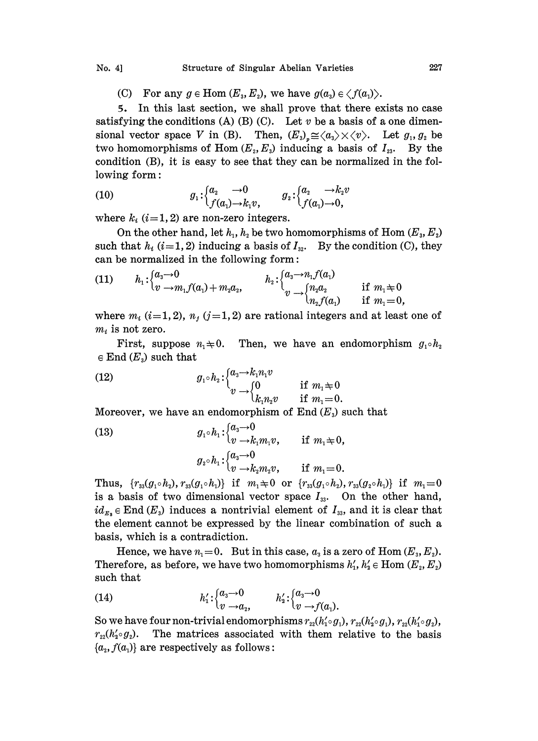(C) For any $g \in \mathrm{Hom}(E_3, E_2)$, we have $g(a_3) \in \langle f(a_1) \rangle$.

5. In this last section, we shall prove that there exists no case satisfying the conditions (A) (B) (C). Let $v$ be a basis of a one dimensional vector space $V$ in (B). Then, $(E_3)_p \cong \langle a_3 \rangle \times \langle v \rangle$. Let $g_1, g_2$ be two homomorphisms of $\mathrm{Hom}(E_2, E_3)$ inducing a basis of $I_{23}$. By the condition (B), it is easy to see that they can be normalized in the following form:

$$
(10) \qquad g_1 : \begin{cases} a_2 \to 0 \\ f(a_1) \to k_1 v, \end{cases} \qquad g_2 : \begin{cases} a_2 \to k_2 v \\ f(a_1) \to 0, \end{cases}
$$

where $k_i$ $(i=1,2)$ are non-zero integers.

On the other hand, let $h_1, h_2$ be two homomorphisms of $\mathrm{Hom}(E_3, E_2)$ such that $h_i$ $(i=1,2)$ inducing a basis of $I_{32}$. By the condition (C), they can be normalized in the following form:

$$
(11) \qquad h_1 : \begin{cases} a_3 \to 0 \\ v \to m_1 f(a_1) + m_2 a_2, \end{cases} \qquad h_2 : \begin{cases} a_3 \to n_1 f(a_1) \\ v \to \begin{cases} n_2 a_2 & \text{if } m_1 \neq 0 \\ n_2 f(a_1) & \text{if } m_1 = 0, \end{cases} \end{cases}
$$

where $m_i$ $(i=1,2)$, $n_j$ $(j=1,2)$ are rational integers and at least one of $m_i$ is not zero.

First, suppose $n_1 \neq 0$. Then, we have an endomorphism $g_1 \circ h_2 \in \mathrm{End}(E_3)$ such that

$$
(12) \qquad g_1 \circ h_2 : \begin{cases} a_3 \to k_1 n_1 v \\ v \to \begin{cases} 0 & \text{if } m_1 \neq 0 \\ k_1 n_2 v & \text{if } m_1 = 0. \end{cases} \end{cases}
$$

Moreover, we have an endomorphism of $\mathrm{End}(E_3)$ such that

$$
(13) \qquad g_1 \circ h_1 : \begin{cases} a_3 \to 0 \\ v \to k_1 m_1 v, \end{cases} \quad \text{if } m_1 \neq 0,
$$

$$
g_2 \circ h_1 : \begin{cases} a_3 \to 0 \\ v \to k_2 m_2 v, \end{cases} \quad \text{if } m_1 = 0.
$$

Thus, $\{r_{33}(g_1 \circ h_2), r_{33}(g_1 \circ h_1)\}$ if $m_1 \neq 0$ or $\{r_{33}(g_1 \circ h_2), r_{33}(g_2 \circ h_1)\}$ if $m_1 = 0$ is a basis of two dimensional vector space $I_{33}$. On the other hand, $id_{E_3} \in \mathrm{End}(E_3)$ induces a nontrivial element of $I_{33}$, and it is clear that the element cannot be expressed by the linear combination of such a basis, which is a contradiction.

Hence, we have $n_1 = 0$. But in this case, $a_3$ is a zero of $\mathrm{Hom}(E_3, E_2)$. Therefore, as before, we have two homomorphisms $h_1', h_2' \in \mathrm{Hom}(E_2, E_2)$ such that

$$
(14) \qquad h_1' : \begin{cases} a_3 \to 0 \\ v \to a_2, \end{cases} \qquad h_2' : \begin{cases} a_3 \to 0 \\ v \to f(a_1). \end{cases}
$$

So we have four non-trivial endomorphisms $r_{22}(h_1' \circ g_1)$, $r_{22}(h_2' \circ g_1)$, $r_{22}(h_1' \circ g_2)$, $r_{22}(h_2' \circ g_2)$. The matrices associated with them relative to the basis $\{a_2, f(a_1)\}$ are respectively as follows: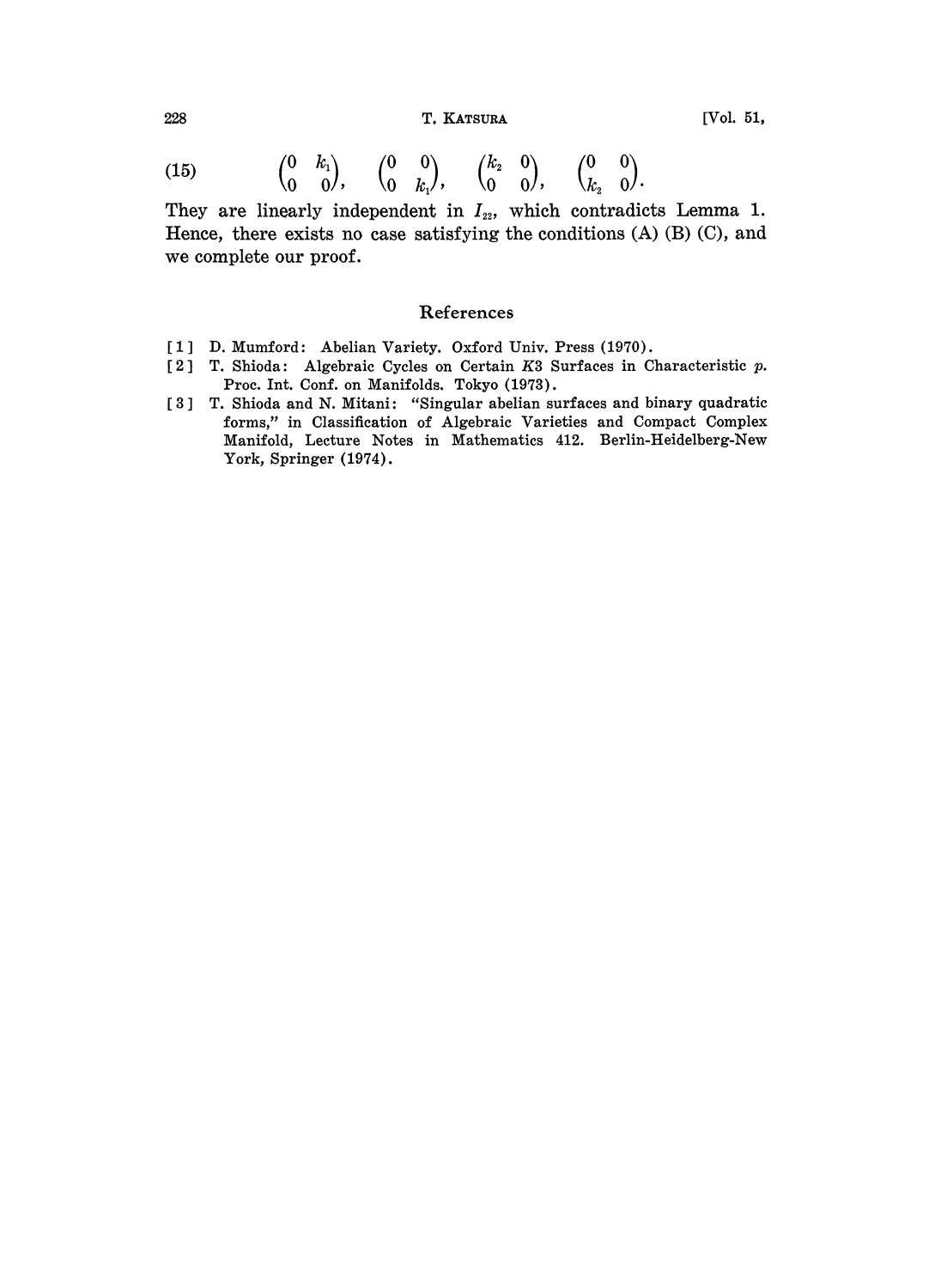$$(15) \qquad \begin{pmatrix} 0 & k_1 \\ 0 & 0 \end{pmatrix}, \quad \begin{pmatrix} 0 & 0 \\ 0 & k_1 \end{pmatrix}, \quad \begin{pmatrix} k_2 & 0 \\ 0 & 0 \end{pmatrix}, \quad \begin{pmatrix} 0 & 0 \\ k_2 & 0 \end{pmatrix}.$$

They are linearly independent in $I_{22}$, which contradicts Lemma 1. Hence, there exists no case satisfying the conditions (A) (B) (C), and we complete our proof.

## References

[1] D. Mumford: Abelian Variety. Oxford Univ. Press (1970).

[2] T. Shioda: Algebraic Cycles on Certain $K3$ Surfaces in Characteristic $p$. Proc. Int. Conf. on Manifolds. Tokyo (1973).

[3] T. Shioda and N. Mitani: "Singular abelian surfaces and binary quadratic forms," in Classification of Algebraic Varieties and Compact Complex Manifold, Lecture Notes in Mathematics 412. Berlin-Heidelberg-New York, Springer (1974).